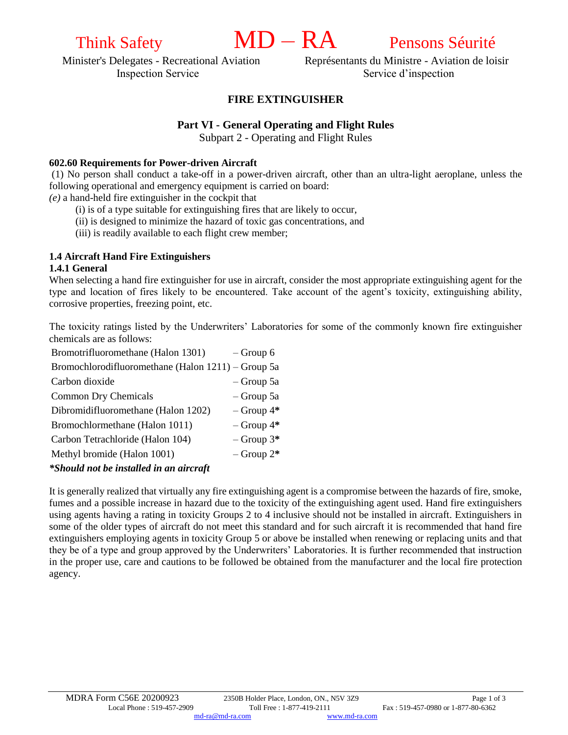Think Safety **MD – RA** Pensons Séurité

Minister's Delegates - Recreational Aviation Inspection Service

Représentants du Ministre - Aviation de loisir Service d'inspection

# FIRE EXTINGUISHER

## Part VI - General Operating and Flight Rules

Subpart 2 - Operating and Flight Rules

**602.60 Requirements for Power-driven Aircraft**

(1) No person shall conduct a take-off in a power-driven aircraft, other than an ultra-light aeroplane, unless the following operational and emergency equipment is carried on board:

*(e)* a hand-held fire extinguisher in the cockpit that

- (i) is of a type suitable for extinguishing fires that are likely to occur,
- (ii) is designed to minimize the hazard of toxic gas concentrations, and
- (iii) is readily available to each flight crew member;

**1.4 Aircraft Hand Fire Extinguishers**

**1.4.1 General**

When selecting a hand fire extinguisher for use in aircraft, consider the most appropriate extinguishing agent for the type and location of fires likely to be encountered. Take account of the agent's toxicity, extinguishing ability, corrosive properties, freezing point, etc.

The toxicity ratings listed by the Underwriters' Laboratories for some of the commonly known fire extinguisher chemicals are as follows:

| Agent | Group |
|---|---|
| Bromotrifluoromethane (Halon 1301) | – Group 6 |
| Bromochlorodifluoromethane (Halon 1211) | – Group 5a |
| Carbon dioxide | – Group 5a |
| Common Dry Chemicals | – Group 5a |
| Dibromidifluoromethane (Halon 1202) | – Group 4* |
| Bromochlormethane (Halon 1011) | – Group 4* |
| Carbon Tetrachloride (Halon 104) | – Group 3* |
| Methyl bromide (Halon 1001) | – Group 2* |

***Should not be installed in an aircraft***

It is generally realized that virtually any fire extinguishing agent is a compromise between the hazards of fire, smoke, fumes and a possible increase in hazard due to the toxicity of the extinguishing agent used. Hand fire extinguishers using agents having a rating in toxicity Groups 2 to 4 inclusive should not be installed in aircraft. Extinguishers in some of the older types of aircraft do not meet this standard and for such aircraft it is recommended that hand fire extinguishers employing agents in toxicity Group 5 or above be installed when renewing or replacing units and that they be of a type and group approved by the Underwriters' Laboratories. It is further recommended that instruction in the proper use, care and cautions to be followed be obtained from the manufacturer and the local fire protection agency.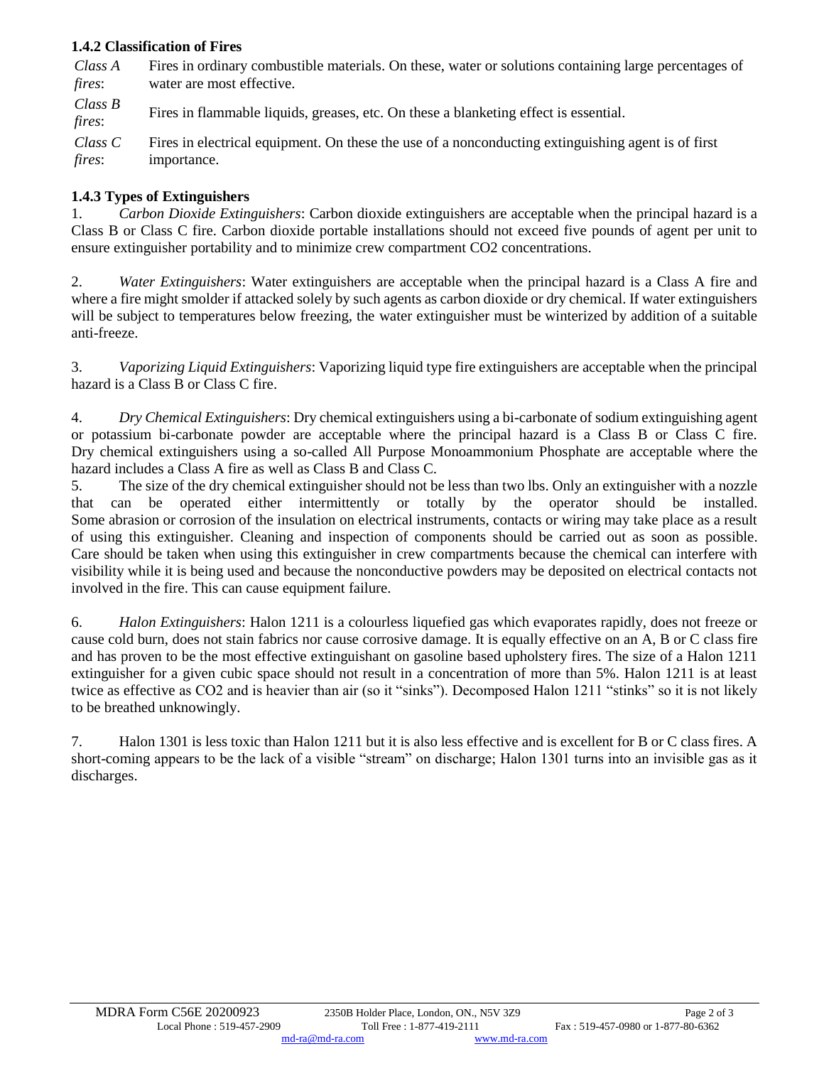### 1.4.2 Classification of Fires

*Class A fires*: Fires in ordinary combustible materials. On these, water or solutions containing large percentages of water are most effective.

*Class B fires*: Fires in flammable liquids, greases, etc. On these a blanketing effect is essential.

*Class C fires*: Fires in electrical equipment. On these the use of a nonconducting extinguishing agent is of first importance.

### 1.4.3 Types of Extinguishers

1. *Carbon Dioxide Extinguishers*: Carbon dioxide extinguishers are acceptable when the principal hazard is a Class B or Class C fire. Carbon dioxide portable installations should not exceed five pounds of agent per unit to ensure extinguisher portability and to minimize crew compartment $CO_2$ concentrations.

2. *Water Extinguishers*: Water extinguishers are acceptable when the principal hazard is a Class A fire and where a fire might smolder if attacked solely by such agents as carbon dioxide or dry chemical. If water extinguishers will be subject to temperatures below freezing, the water extinguisher must be winterized by addition of a suitable anti-freeze.

3. *Vaporizing Liquid Extinguishers*: Vaporizing liquid type fire extinguishers are acceptable when the principal hazard is a Class B or Class C fire.

4. *Dry Chemical Extinguishers*: Dry chemical extinguishers using a bi-carbonate of sodium extinguishing agent or potassium bi-carbonate powder are acceptable where the principal hazard is a Class B or Class C fire. Dry chemical extinguishers using a so-called All Purpose Monoammonium Phosphate are acceptable where the hazard includes a Class A fire as well as Class B and Class C.

5. The size of the dry chemical extinguisher should not be less than two lbs. Only an extinguisher with a nozzle that can be operated either intermittently or totally by the operator should be installed. Some abrasion or corrosion of the insulation on electrical instruments, contacts or wiring may take place as a result of using this extinguisher. Cleaning and inspection of components should be carried out as soon as possible. Care should be taken when using this extinguisher in crew compartments because the chemical can interfere with visibility while it is being used and because the nonconductive powders may be deposited on electrical contacts not involved in the fire. This can cause equipment failure.

6. *Halon Extinguishers*: Halon 1211 is a colourless liquefied gas which evaporates rapidly, does not freeze or cause cold burn, does not stain fabrics nor cause corrosive damage. It is equally effective on an A, B or C class fire and has proven to be the most effective extinguishant on gasoline based upholstery fires. The size of a Halon 1211 extinguisher for a given cubic space should not result in a concentration of more than 5%. Halon 1211 is at least twice as effective as $CO_2$ and is heavier than air (so it "sinks"). Decomposed Halon 1211 "stinks" so it is not likely to be breathed unknowingly.

7. Halon 1301 is less toxic than Halon 1211 but it is also less effective and is excellent for B or C class fires. A short-coming appears to be the lack of a visible "stream" on discharge; Halon 1301 turns into an invisible gas as it discharges.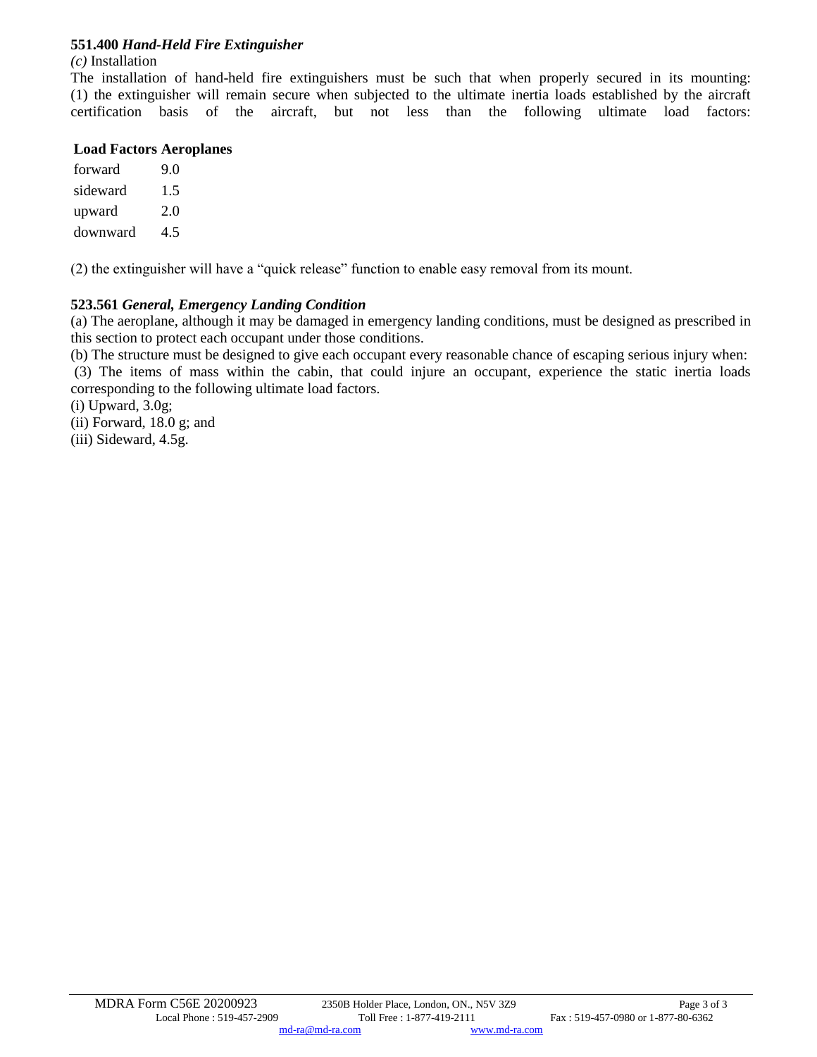**551.400** ***Hand-Held Fire Extinguisher***

*(c)* Installation

The installation of hand-held fire extinguishers must be such that when properly secured in its mounting: (1) the extinguisher will remain secure when subjected to the ultimate inertia loads established by the aircraft certification basis of the aircraft, but not less than the following ultimate load factors:

| Load Factors | Aeroplanes |
|---|---|
| forward | 9.0 |
| sideward | 1.5 |
| upward | 2.0 |
| downward | 4.5 |

(2) the extinguisher will have a "quick release" function to enable easy removal from its mount.

**523.561** ***General, Emergency Landing Condition***

(a) The aeroplane, although it may be damaged in emergency landing conditions, must be designed as prescribed in this section to protect each occupant under those conditions.

(b) The structure must be designed to give each occupant every reasonable chance of escaping serious injury when:

(3) The items of mass within the cabin, that could injure an occupant, experience the static inertia loads corresponding to the following ultimate load factors.

(i) Upward, 3.0g;

(ii) Forward, 18.0 g; and

(iii) Sideward, 4.5g.